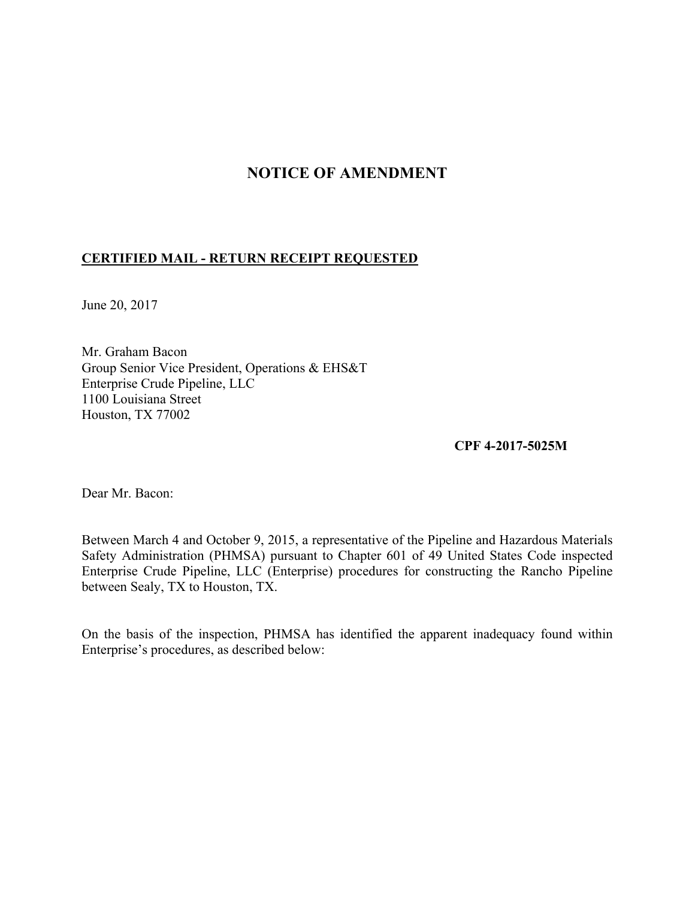# NOTICE OF AMENDMENT

**CERTIFIED MAIL - RETURN RECEIPT REQUESTED**

June 20, 2017

Mr. Graham Bacon
Group Senior Vice President, Operations & EHS&T
Enterprise Crude Pipeline, LLC
1100 Louisiana Street
Houston, TX 77002

**CPF 4-2017-5025M**

Dear Mr. Bacon:

Between March 4 and October 9, 2015, a representative of the Pipeline and Hazardous Materials Safety Administration (PHMSA) pursuant to Chapter 601 of 49 United States Code inspected Enterprise Crude Pipeline, LLC (Enterprise) procedures for constructing the Rancho Pipeline between Sealy, TX to Houston, TX.

On the basis of the inspection, PHMSA has identified the apparent inadequacy found within Enterprise's procedures, as described below: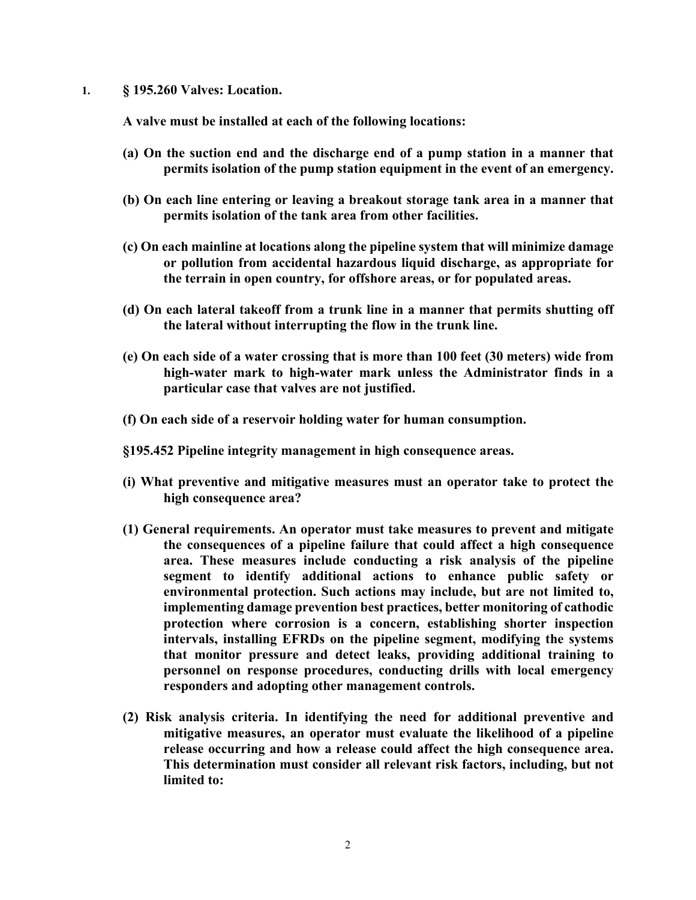1. **§ 195.260 Valves: Location.**

**A valve must be installed at each of the following locations:**

**(a) On the suction end and the discharge end of a pump station in a manner that permits isolation of the pump station equipment in the event of an emergency.**

**(b) On each line entering or leaving a breakout storage tank area in a manner that permits isolation of the tank area from other facilities.**

**(c) On each mainline at locations along the pipeline system that will minimize damage or pollution from accidental hazardous liquid discharge, as appropriate for the terrain in open country, for offshore areas, or for populated areas.**

**(d) On each lateral takeoff from a trunk line in a manner that permits shutting off the lateral without interrupting the flow in the trunk line.**

**(e) On each side of a water crossing that is more than 100 feet (30 meters) wide from high-water mark to high-water mark unless the Administrator finds in a particular case that valves are not justified.**

**(f) On each side of a reservoir holding water for human consumption.**

**§195.452 Pipeline integrity management in high consequence areas.**

**(i) What preventive and mitigative measures must an operator take to protect the high consequence area?**

**(1) General requirements. An operator must take measures to prevent and mitigate the consequences of a pipeline failure that could affect a high consequence area. These measures include conducting a risk analysis of the pipeline segment to identify additional actions to enhance public safety or environmental protection. Such actions may include, but are not limited to, implementing damage prevention best practices, better monitoring of cathodic protection where corrosion is a concern, establishing shorter inspection intervals, installing EFRDs on the pipeline segment, modifying the systems that monitor pressure and detect leaks, providing additional training to personnel on response procedures, conducting drills with local emergency responders and adopting other management controls.**

**(2) Risk analysis criteria. In identifying the need for additional preventive and mitigative measures, an operator must evaluate the likelihood of a pipeline release occurring and how a release could affect the high consequence area. This determination must consider all relevant risk factors, including, but not limited to:**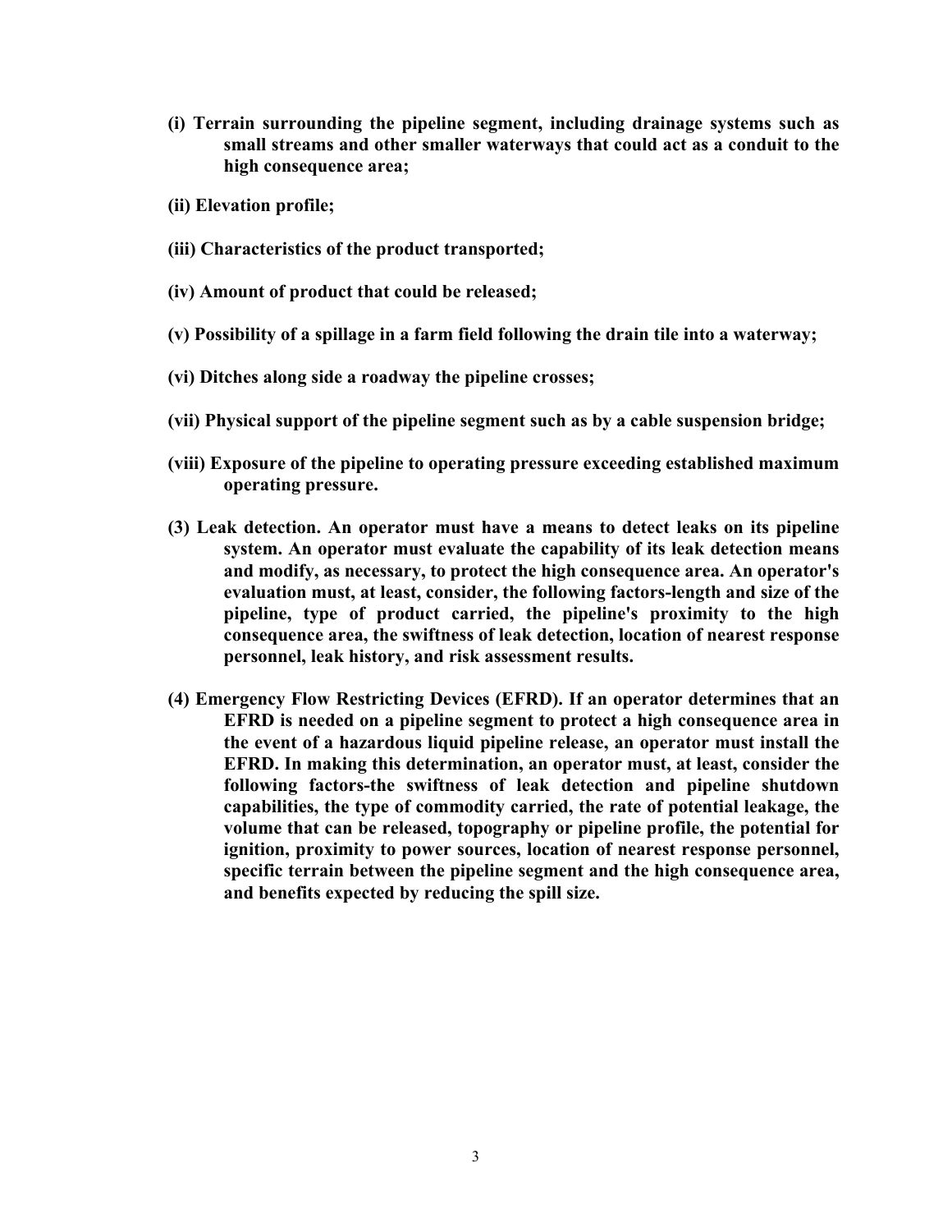**(i) Terrain surrounding the pipeline segment, including drainage systems such as small streams and other smaller waterways that could act as a conduit to the high consequence area;**

**(ii) Elevation profile;**

**(iii) Characteristics of the product transported;**

**(iv) Amount of product that could be released;**

**(v) Possibility of a spillage in a farm field following the drain tile into a waterway;**

**(vi) Ditches along side a roadway the pipeline crosses;**

**(vii) Physical support of the pipeline segment such as by a cable suspension bridge;**

**(viii) Exposure of the pipeline to operating pressure exceeding established maximum operating pressure.**

**(3) Leak detection. An operator must have a means to detect leaks on its pipeline system. An operator must evaluate the capability of its leak detection means and modify, as necessary, to protect the high consequence area. An operator's evaluation must, at least, consider, the following factors-length and size of the pipeline, type of product carried, the pipeline's proximity to the high consequence area, the swiftness of leak detection, location of nearest response personnel, leak history, and risk assessment results.**

**(4) Emergency Flow Restricting Devices (EFRD). If an operator determines that an EFRD is needed on a pipeline segment to protect a high consequence area in the event of a hazardous liquid pipeline release, an operator must install the EFRD. In making this determination, an operator must, at least, consider the following factors-the swiftness of leak detection and pipeline shutdown capabilities, the type of commodity carried, the rate of potential leakage, the volume that can be released, topography or pipeline profile, the potential for ignition, proximity to power sources, location of nearest response personnel, specific terrain between the pipeline segment and the high consequence area, and benefits expected by reducing the spill size.**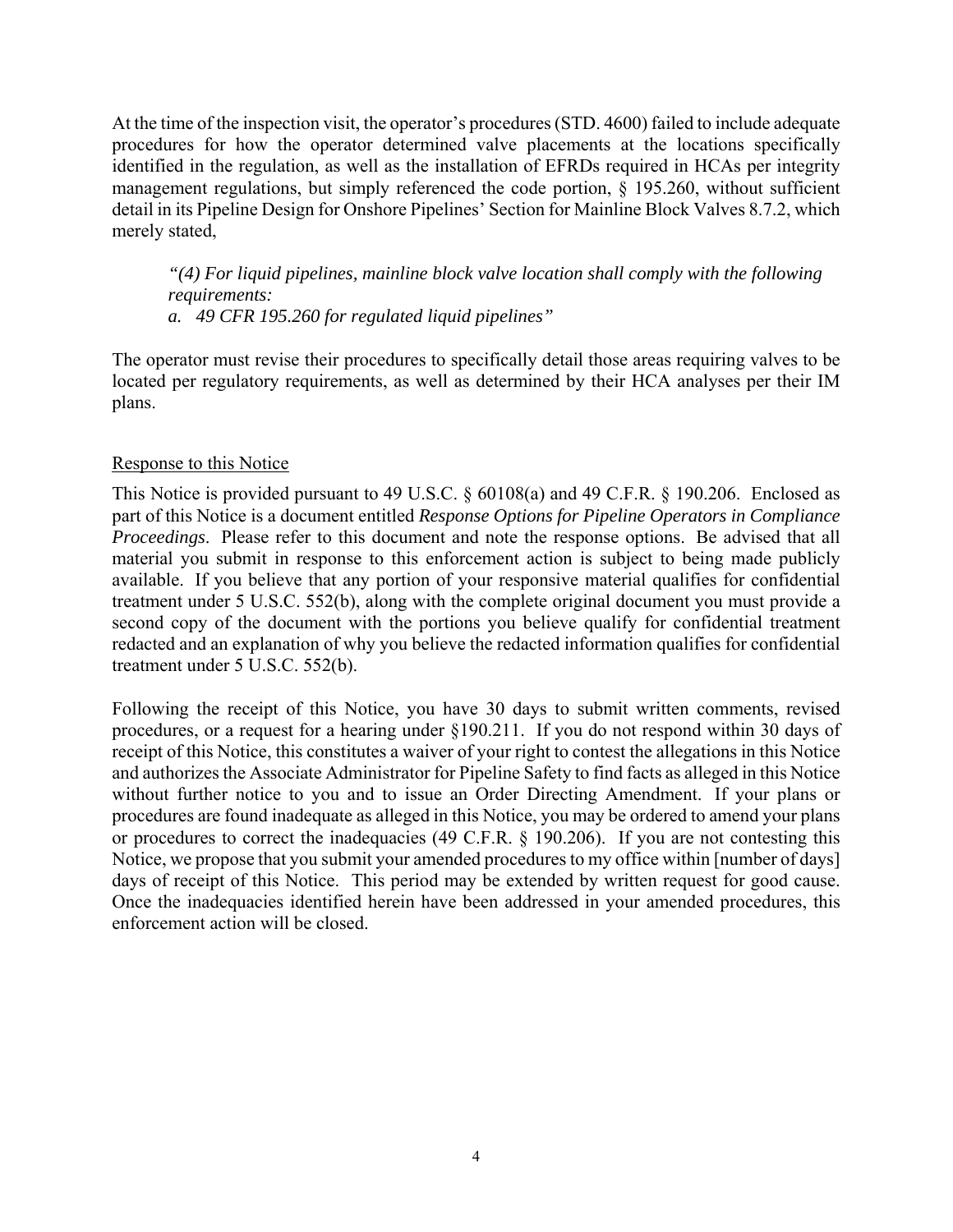At the time of the inspection visit, the operator's procedures (STD. 4600) failed to include adequate procedures for how the operator determined valve placements at the locations specifically identified in the regulation, as well as the installation of EFRDs required in HCAs per integrity management regulations, but simply referenced the code portion, § 195.260, without sufficient detail in its Pipeline Design for Onshore Pipelines' Section for Mainline Block Valves 8.7.2, which merely stated,

> *"(4) For liquid pipelines, mainline block valve location shall comply with the following requirements:*
> *a. 49 CFR 195.260 for regulated liquid pipelines"*

The operator must revise their procedures to specifically detail those areas requiring valves to be located per regulatory requirements, as well as determined by their HCA analyses per their IM plans.

## Response to this Notice

This Notice is provided pursuant to 49 U.S.C. § 60108(a) and 49 C.F.R. § 190.206. Enclosed as part of this Notice is a document entitled *Response Options for Pipeline Operators in Compliance Proceedings*. Please refer to this document and note the response options. Be advised that all material you submit in response to this enforcement action is subject to being made publicly available. If you believe that any portion of your responsive material qualifies for confidential treatment under 5 U.S.C. 552(b), along with the complete original document you must provide a second copy of the document with the portions you believe qualify for confidential treatment redacted and an explanation of why you believe the redacted information qualifies for confidential treatment under 5 U.S.C. 552(b).

Following the receipt of this Notice, you have 30 days to submit written comments, revised procedures, or a request for a hearing under §190.211. If you do not respond within 30 days of receipt of this Notice, this constitutes a waiver of your right to contest the allegations in this Notice and authorizes the Associate Administrator for Pipeline Safety to find facts as alleged in this Notice without further notice to you and to issue an Order Directing Amendment. If your plans or procedures are found inadequate as alleged in this Notice, you may be ordered to amend your plans or procedures to correct the inadequacies (49 C.F.R. § 190.206). If you are not contesting this Notice, we propose that you submit your amended procedures to my office within [number of days] days of receipt of this Notice. This period may be extended by written request for good cause. Once the inadequacies identified herein have been addressed in your amended procedures, this enforcement action will be closed.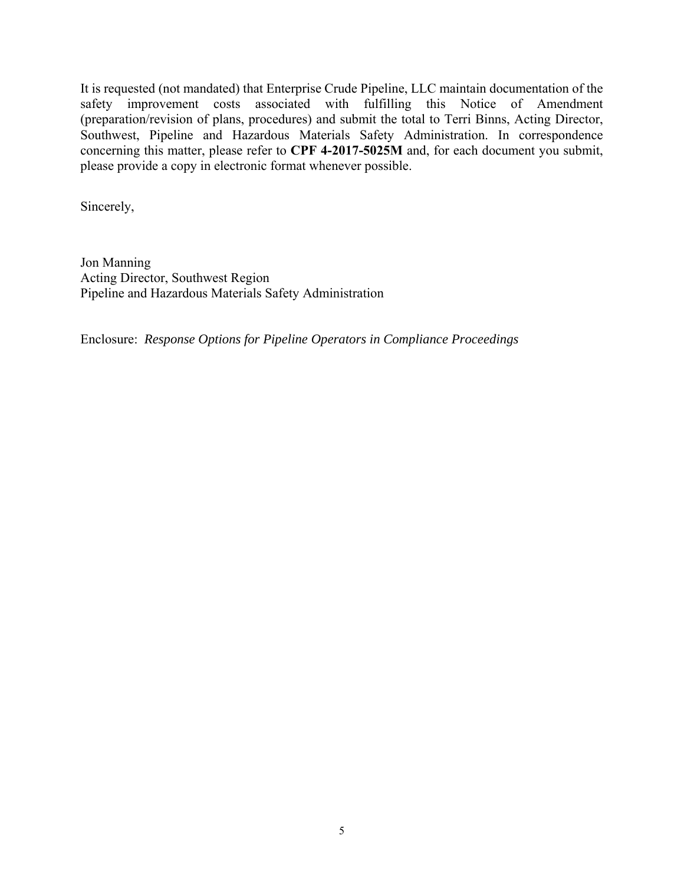It is requested (not mandated) that Enterprise Crude Pipeline, LLC maintain documentation of the safety improvement costs associated with fulfilling this Notice of Amendment (preparation/revision of plans, procedures) and submit the total to Terri Binns, Acting Director, Southwest, Pipeline and Hazardous Materials Safety Administration. In correspondence concerning this matter, please refer to **CPF 4-2017-5025M** and, for each document you submit, please provide a copy in electronic format whenever possible.

Sincerely,

Jon Manning
Acting Director, Southwest Region
Pipeline and Hazardous Materials Safety Administration

Enclosure: *Response Options for Pipeline Operators in Compliance Proceedings*